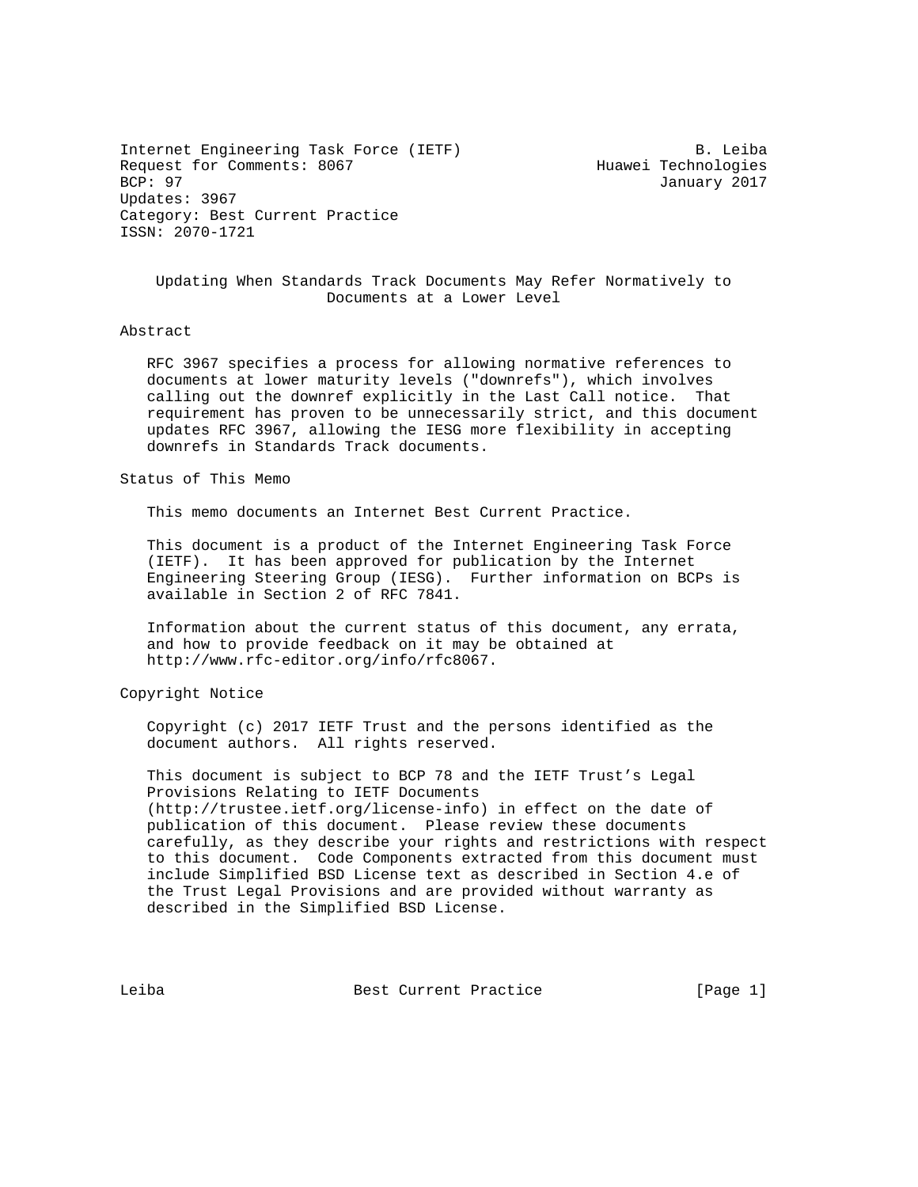Internet Engineering Task Force (IETF)                          B. Leiba
Request for Comments: 8067                          Huawei Technologies
BCP: 97                                                     January 2017
Updates: 3967
Category: Best Current Practice
ISSN: 2070-1721

# Updating When Standards Track Documents May Refer Normatively to Documents at a Lower Level

## Abstract

RFC 3967 specifies a process for allowing normative references to documents at lower maturity levels ("downrefs"), which involves calling out the downref explicitly in the Last Call notice. That requirement has proven to be unnecessarily strict, and this document updates RFC 3967, allowing the IESG more flexibility in accepting downrefs in Standards Track documents.

## Status of This Memo

This memo documents an Internet Best Current Practice.

This document is a product of the Internet Engineering Task Force (IETF). It has been approved for publication by the Internet Engineering Steering Group (IESG). Further information on BCPs is available in Section 2 of RFC 7841.

Information about the current status of this document, any errata, and how to provide feedback on it may be obtained at http://www.rfc-editor.org/info/rfc8067.

## Copyright Notice

Copyright (c) 2017 IETF Trust and the persons identified as the document authors. All rights reserved.

This document is subject to BCP 78 and the IETF Trust's Legal Provisions Relating to IETF Documents (http://trustee.ietf.org/license-info) in effect on the date of publication of this document. Please review these documents carefully, as they describe your rights and restrictions with respect to this document. Code Components extracted from this document must include Simplified BSD License text as described in Section 4.e of the Trust Legal Provisions and are provided without warranty as described in the Simplified BSD License.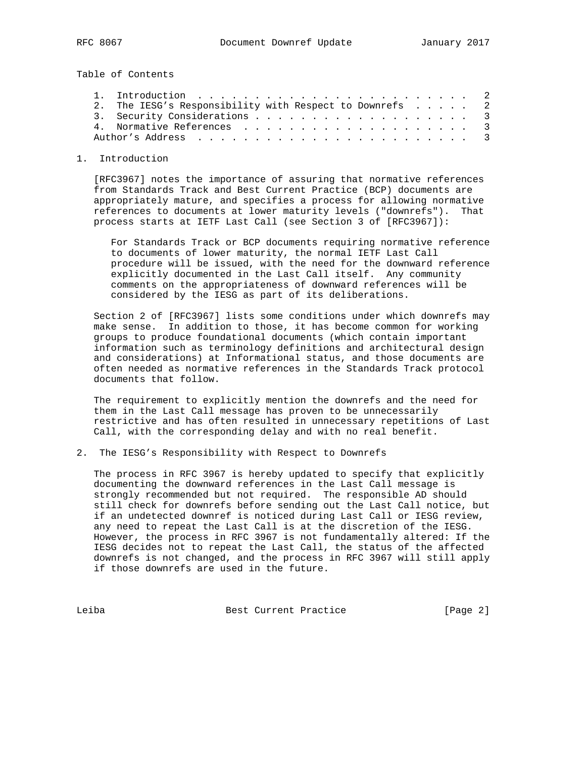Table of Contents

1. Introduction . . . . . . . . . . . . . . . . . . . . . . . . . 2
2. The IESG's Responsibility with Respect to Downrefs . . . . . 2
3. Security Considerations . . . . . . . . . . . . . . . . . . . 3
4. Normative References . . . . . . . . . . . . . . . . . . . . 3

Author's Address . . . . . . . . . . . . . . . . . . . . . . . . 3

## 1. Introduction

[RFC3967] notes the importance of assuring that normative references from Standards Track and Best Current Practice (BCP) documents are appropriately mature, and specifies a process for allowing normative references to documents at lower maturity levels ("downrefs"). That process starts at IETF Last Call (see Section 3 of [RFC3967]):

> For Standards Track or BCP documents requiring normative reference to documents of lower maturity, the normal IETF Last Call procedure will be issued, with the need for the downward reference explicitly documented in the Last Call itself. Any community comments on the appropriateness of downward references will be considered by the IESG as part of its deliberations.

Section 2 of [RFC3967] lists some conditions under which downrefs may make sense. In addition to those, it has become common for working groups to produce foundational documents (which contain important information such as terminology definitions and architectural design and considerations) at Informational status, and those documents are often needed as normative references in the Standards Track protocol documents that follow.

The requirement to explicitly mention the downrefs and the need for them in the Last Call message has proven to be unnecessarily restrictive and has often resulted in unnecessary repetitions of Last Call, with the corresponding delay and with no real benefit.

## 2. The IESG's Responsibility with Respect to Downrefs

The process in RFC 3967 is hereby updated to specify that explicitly documenting the downward references in the Last Call message is strongly recommended but not required. The responsible AD should still check for downrefs before sending out the Last Call notice, but if an undetected downref is noticed during Last Call or IESG review, any need to repeat the Last Call is at the discretion of the IESG. However, the process in RFC 3967 is not fundamentally altered: If the IESG decides not to repeat the Last Call, the status of the affected downrefs is not changed, and the process in RFC 3967 will still apply if those downrefs are used in the future.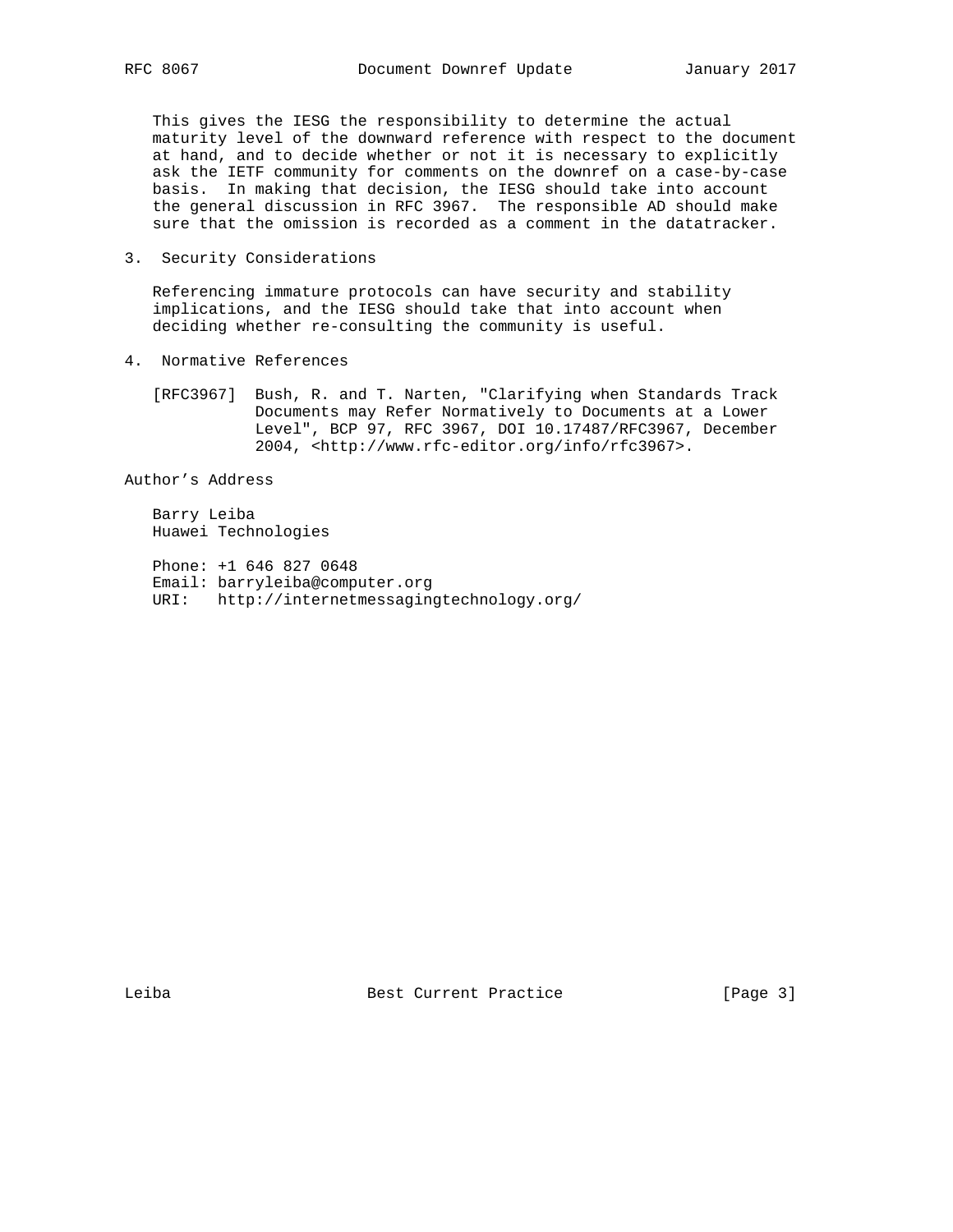This gives the IESG the responsibility to determine the actual maturity level of the downward reference with respect to the document at hand, and to decide whether or not it is necessary to explicitly ask the IETF community for comments on the downref on a case-by-case basis. In making that decision, the IESG should take into account the general discussion in RFC 3967. The responsible AD should make sure that the omission is recorded as a comment in the datatracker.

## 3. Security Considerations

Referencing immature protocols can have security and stability implications, and the IESG should take that into account when deciding whether re-consulting the community is useful.

## 4. Normative References

[RFC3967] Bush, R. and T. Narten, "Clarifying when Standards Track Documents may Refer Normatively to Documents at a Lower Level", BCP 97, RFC 3967, DOI 10.17487/RFC3967, December 2004, <http://www.rfc-editor.org/info/rfc3967>.

## Author's Address

Barry Leiba
Huawei Technologies

Phone: +1 646 827 0648
Email: barryleiba@computer.org
URI: http://internetmessagingtechnology.org/